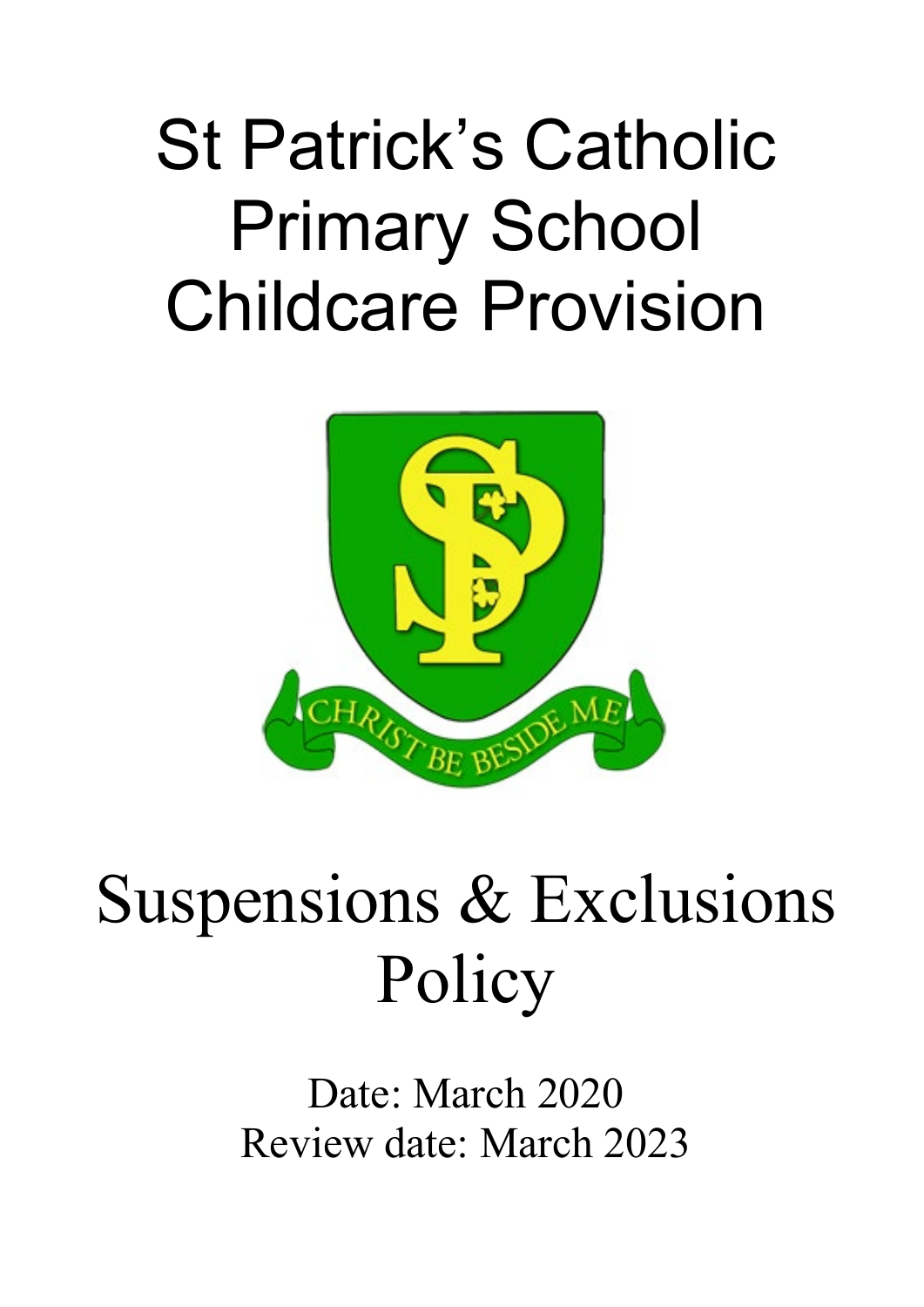# St Patrick's Catholic Primary School Childcare Provision

# Suspensions & Exclusions Policy

Date: March 2020
Review date: March 2023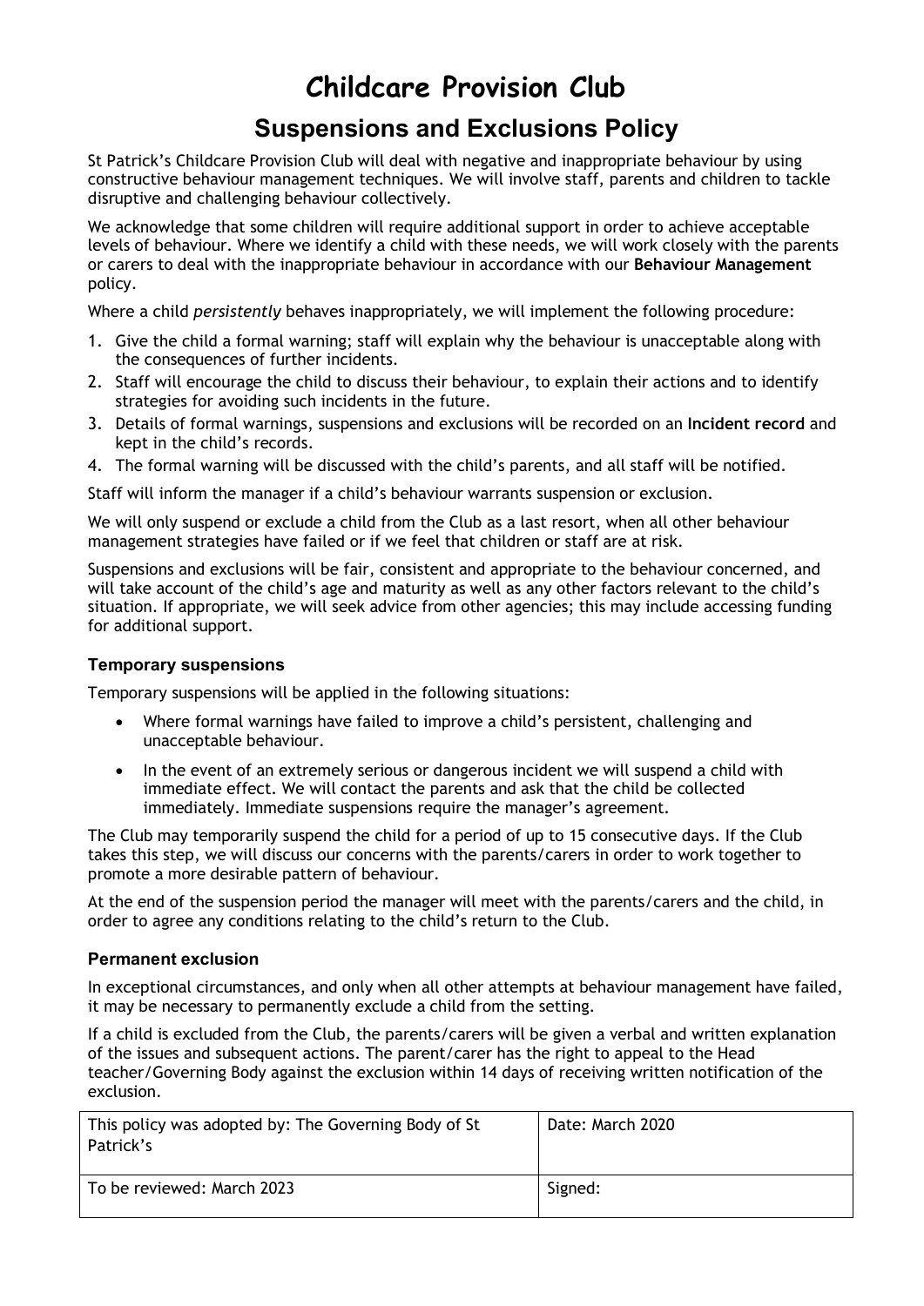# Childcare Provision Club

## Suspensions and Exclusions Policy

St Patrick's Childcare Provision Club will deal with negative and inappropriate behaviour by using constructive behaviour management techniques. We will involve staff, parents and children to tackle disruptive and challenging behaviour collectively.

We acknowledge that some children will require additional support in order to achieve acceptable levels of behaviour. Where we identify a child with these needs, we will work closely with the parents or carers to deal with the inappropriate behaviour in accordance with our **Behaviour Management** policy.

Where a child *persistently* behaves inappropriately, we will implement the following procedure:

1. Give the child a formal warning; staff will explain why the behaviour is unacceptable along with the consequences of further incidents.
2. Staff will encourage the child to discuss their behaviour, to explain their actions and to identify strategies for avoiding such incidents in the future.
3. Details of formal warnings, suspensions and exclusions will be recorded on an **Incident record** and kept in the child's records.
4. The formal warning will be discussed with the child's parents, and all staff will be notified.

Staff will inform the manager if a child's behaviour warrants suspension or exclusion.

We will only suspend or exclude a child from the Club as a last resort, when all other behaviour management strategies have failed or if we feel that children or staff are at risk.

Suspensions and exclusions will be fair, consistent and appropriate to the behaviour concerned, and will take account of the child's age and maturity as well as any other factors relevant to the child's situation. If appropriate, we will seek advice from other agencies; this may include accessing funding for additional support.

### Temporary suspensions

Temporary suspensions will be applied in the following situations:

- Where formal warnings have failed to improve a child's persistent, challenging and unacceptable behaviour.
- In the event of an extremely serious or dangerous incident we will suspend a child with immediate effect. We will contact the parents and ask that the child be collected immediately. Immediate suspensions require the manager's agreement.

The Club may temporarily suspend the child for a period of up to 15 consecutive days. If the Club takes this step, we will discuss our concerns with the parents/carers in order to work together to promote a more desirable pattern of behaviour.

At the end of the suspension period the manager will meet with the parents/carers and the child, in order to agree any conditions relating to the child's return to the Club.

### Permanent exclusion

In exceptional circumstances, and only when all other attempts at behaviour management have failed, it may be necessary to permanently exclude a child from the setting.

If a child is excluded from the Club, the parents/carers will be given a verbal and written explanation of the issues and subsequent actions. The parent/carer has the right to appeal to the Head teacher/Governing Body against the exclusion within 14 days of receiving written notification of the exclusion.

| This policy was adopted by: The Governing Body of St Patrick's | Date: March 2020 |
| --- | --- |
| To be reviewed: March 2023 | Signed: |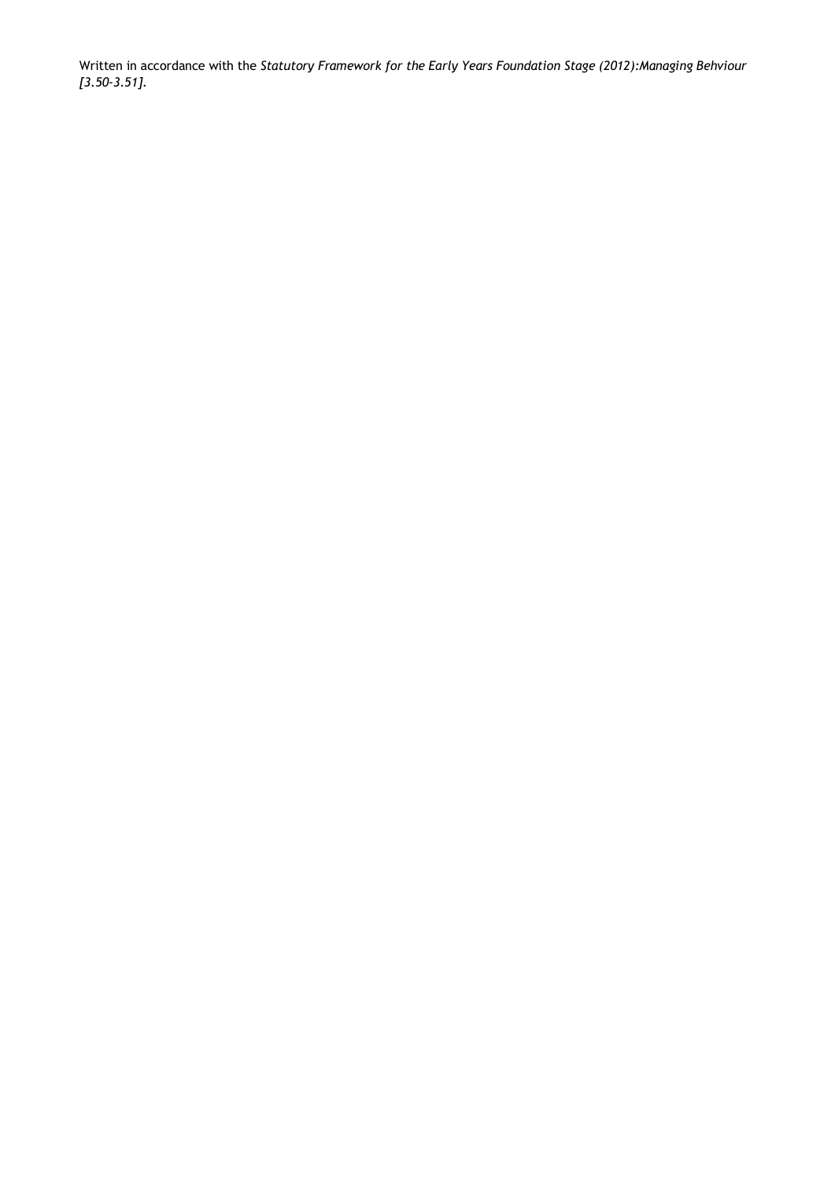Written in accordance with the *Statutory Framework for the Early Years Foundation Stage (2012):Managing Behviour [3.50-3.51].*